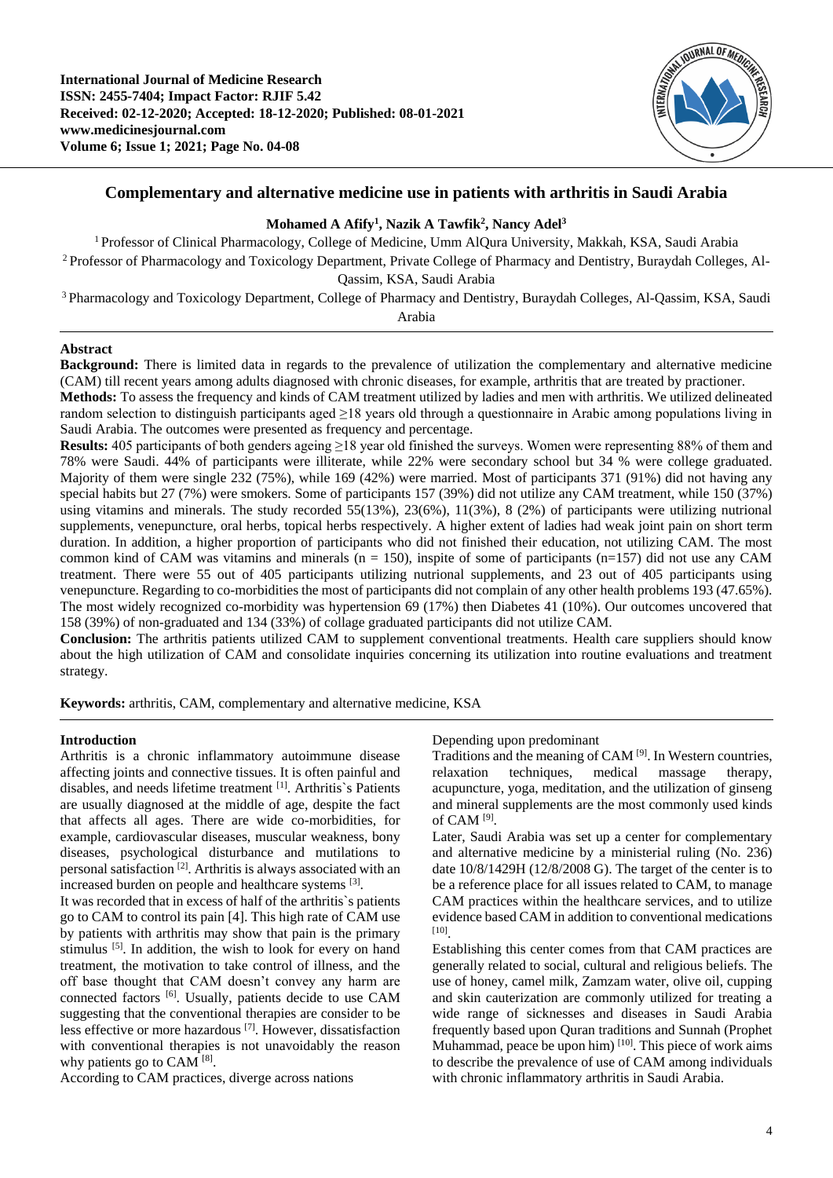# Complementary and alternative medicine use in patients with arthritis in Saudi Arabia

**Mohamed A Afify[1], Nazik A Tawfik[2], Nancy Adel[3]**

[1] Professor of Clinical Pharmacology, College of Medicine, Umm AlQura University, Makkah, KSA, Saudi Arabia

[2] Professor of Pharmacology and Toxicology Department, Private College of Pharmacy and Dentistry, Buraydah Colleges, Al-Qassim, KSA, Saudi Arabia

[3] Pharmacology and Toxicology Department, College of Pharmacy and Dentistry, Buraydah Colleges, Al-Qassim, KSA, Saudi Arabia

## Abstract

**Background:** There is limited data in regards to the prevalence of utilization the complementary and alternative medicine (CAM) till recent years among adults diagnosed with chronic diseases, for example, arthritis that are treated by practioner.

**Methods:** To assess the frequency and kinds of CAM treatment utilized by ladies and men with arthritis. We utilized delineated random selection to distinguish participants aged ≥18 years old through a questionnaire in Arabic among populations living in Saudi Arabia. The outcomes were presented as frequency and percentage.

**Results:** 405 participants of both genders ageing ≥18 year old finished the surveys. Women were representing 88% of them and 78% were Saudi. 44% of participants were illiterate, while 22% were secondary school but 34 % were college graduated. Majority of them were single 232 (75%), while 169 (42%) were married. Most of participants 371 (91%) did not having any special habits but 27 (7%) were smokers. Some of participants 157 (39%) did not utilize any CAM treatment, while 150 (37%) using vitamins and minerals. The study recorded 55(13%), 23(6%), 11(3%), 8 (2%) of participants were utilizing nutrional supplements, venepuncture, oral herbs, topical herbs respectively. A higher extent of ladies had weak joint pain on short term duration. In addition, a higher proportion of participants who did not finished their education, not utilizing CAM. The most common kind of CAM was vitamins and minerals (n = 150), inspite of some of participants (n=157) did not use any CAM treatment. There were 55 out of 405 participants utilizing nutrional supplements, and 23 out of 405 participants using venepuncture. Regarding to co-morbidities the most of participants did not complain of any other health problems 193 (47.65%). The most widely recognized co-morbidity was hypertension 69 (17%) then Diabetes 41 (10%). Our outcomes uncovered that 158 (39%) of non-graduated and 134 (33%) of collage graduated participants did not utilize CAM.

**Conclusion:** The arthritis patients utilized CAM to supplement conventional treatments. Health care suppliers should know about the high utilization of CAM and consolidate inquiries concerning its utilization into routine evaluations and treatment strategy.

**Keywords:** arthritis, CAM, complementary and alternative medicine, KSA

## Introduction

Arthritis is a chronic inflammatory autoimmune disease affecting joints and connective tissues. It is often painful and disables, and needs lifetime treatment [1]. Arthritis`s Patients are usually diagnosed at the middle of age, despite the fact that affects all ages. There are wide co-morbidities, for example, cardiovascular diseases, muscular weakness, bony diseases, psychological disturbance and mutilations to personal satisfaction [2]. Arthritis is always associated with an increased burden on people and healthcare systems [3].

It was recorded that in excess of half of the arthritis`s patients go to CAM to control its pain [4]. This high rate of CAM use by patients with arthritis may show that pain is the primary stimulus [5]. In addition, the wish to look for every on hand treatment, the motivation to take control of illness, and the off base thought that CAM doesn't convey any harm are connected factors [6]. Usually, patients decide to use CAM suggesting that the conventional therapies are consider to be less effective or more hazardous [7]. However, dissatisfaction with conventional therapies is not unavoidably the reason why patients go to CAM [8].

According to CAM practices, diverge across nations Depending upon predominant

Traditions and the meaning of CAM [9]. In Western countries, relaxation techniques, medical massage therapy, acupuncture, yoga, meditation, and the utilization of ginseng and mineral supplements are the most commonly used kinds of CAM [9].

Later, Saudi Arabia was set up a center for complementary and alternative medicine by a ministerial ruling (No. 236) date 10/8/1429H (12/8/2008 G). The target of the center is to be a reference place for all issues related to CAM, to manage CAM practices within the healthcare services, and to utilize evidence based CAM in addition to conventional medications [10].

Establishing this center comes from that CAM practices are generally related to social, cultural and religious beliefs. The use of honey, camel milk, Zamzam water, olive oil, cupping and skin cauterization are commonly utilized for treating a wide range of sicknesses and diseases in Saudi Arabia frequently based upon Quran traditions and Sunnah (Prophet Muhammad, peace be upon him) [10]. This piece of work aims to describe the prevalence of use of CAM among individuals with chronic inflammatory arthritis in Saudi Arabia.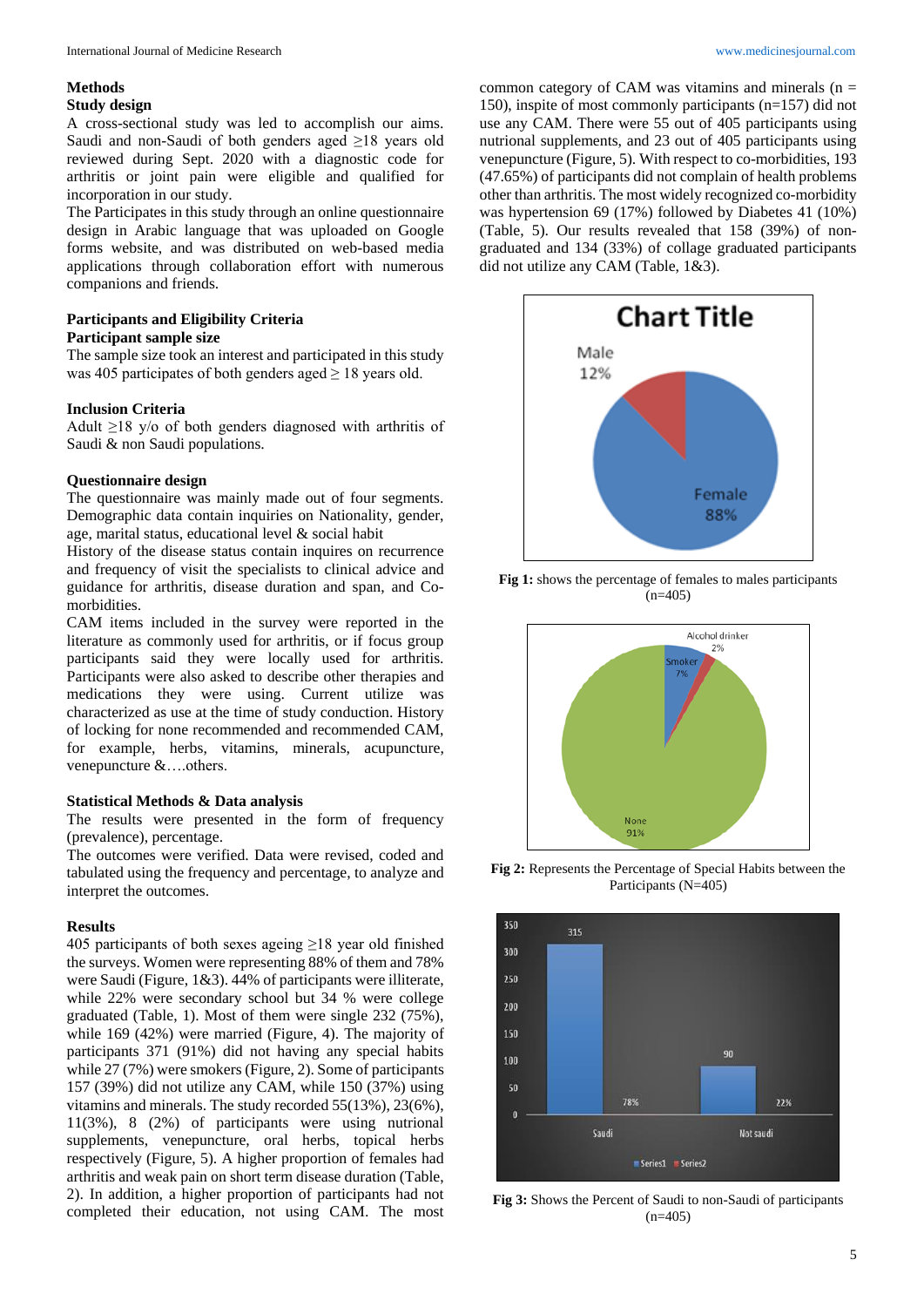## Methods

### Study design

A cross-sectional study was led to accomplish our aims. Saudi and non-Saudi of both genders aged ≥18 years old reviewed during Sept. 2020 with a diagnostic code for arthritis or joint pain were eligible and qualified for incorporation in our study.

The Participates in this study through an online questionnaire design in Arabic language that was uploaded on Google forms website, and was distributed on web-based media applications through collaboration effort with numerous companions and friends.

### Participants and Eligibility Criteria

#### Participant sample size

The sample size took an interest and participated in this study was 405 participates of both genders aged ≥ 18 years old.

#### Inclusion Criteria

Adult ≥18 y/o of both genders diagnosed with arthritis of Saudi & non Saudi populations.

#### Questionnaire design

The questionnaire was mainly made out of four segments. Demographic data contain inquiries on Nationality, gender, age, marital status, educational level & social habit

History of the disease status contain inquires on recurrence and frequency of visit the specialists to clinical advice and guidance for arthritis, disease duration and span, and Co-morbidities.

CAM items included in the survey were reported in the literature as commonly used for arthritis, or if focus group participants said they were locally used for arthritis. Participants were also asked to describe other therapies and medications they were using. Current utilize was characterized as use at the time of study conduction. History of locking for none recommended and recommended CAM, for example, herbs, vitamins, minerals, acupuncture, venepuncture &….others.

#### Statistical Methods & Data analysis

The results were presented in the form of frequency (prevalence), percentage.

The outcomes were verified. Data were revised, coded and tabulated using the frequency and percentage, to analyze and interpret the outcomes.

## Results

405 participants of both sexes ageing ≥18 year old finished the surveys. Women were representing 88% of them and 78% were Saudi (Figure, 1&3). 44% of participants were illiterate, while 22% were secondary school but 34 % were college graduated (Table, 1). Most of them were single 232 (75%), while 169 (42%) were married (Figure, 4). The majority of participants 371 (91%) did not having any special habits while 27 (7%) were smokers (Figure, 2). Some of participants 157 (39%) did not utilize any CAM, while 150 (37%) using vitamins and minerals. The study recorded 55(13%), 23(6%), 11(3%), 8 (2%) of participants were using nutrional supplements, venepuncture, oral herbs, topical herbs respectively (Figure, 5). A higher proportion of females had arthritis and weak pain on short term disease duration (Table, 2). In addition, a higher proportion of participants had not completed their education, not using CAM. The most common category of CAM was vitamins and minerals (n = 150), inspite of most commonly participants (n=157) did not use any CAM. There were 55 out of 405 participants using nutrional supplements, and 23 out of 405 participants using venepuncture (Figure, 5). With respect to co-morbidities, 193 (47.65%) of participants did not complain of health problems other than arthritis. The most widely recognized co-morbidity was hypertension 69 (17%) followed by Diabetes 41 (10%) (Table, 5). Our results revealed that 158 (39%) of non-graduated and 134 (33%) of collage graduated participants did not utilize any CAM (Table, 1&3).

**Fig 1:** shows the percentage of females to males participants (n=405)

**Fig 2:** Represents the Percentage of Special Habits between the Participants (N=405)

**Fig 3:** Shows the Percent of Saudi to non-Saudi of participants (n=405)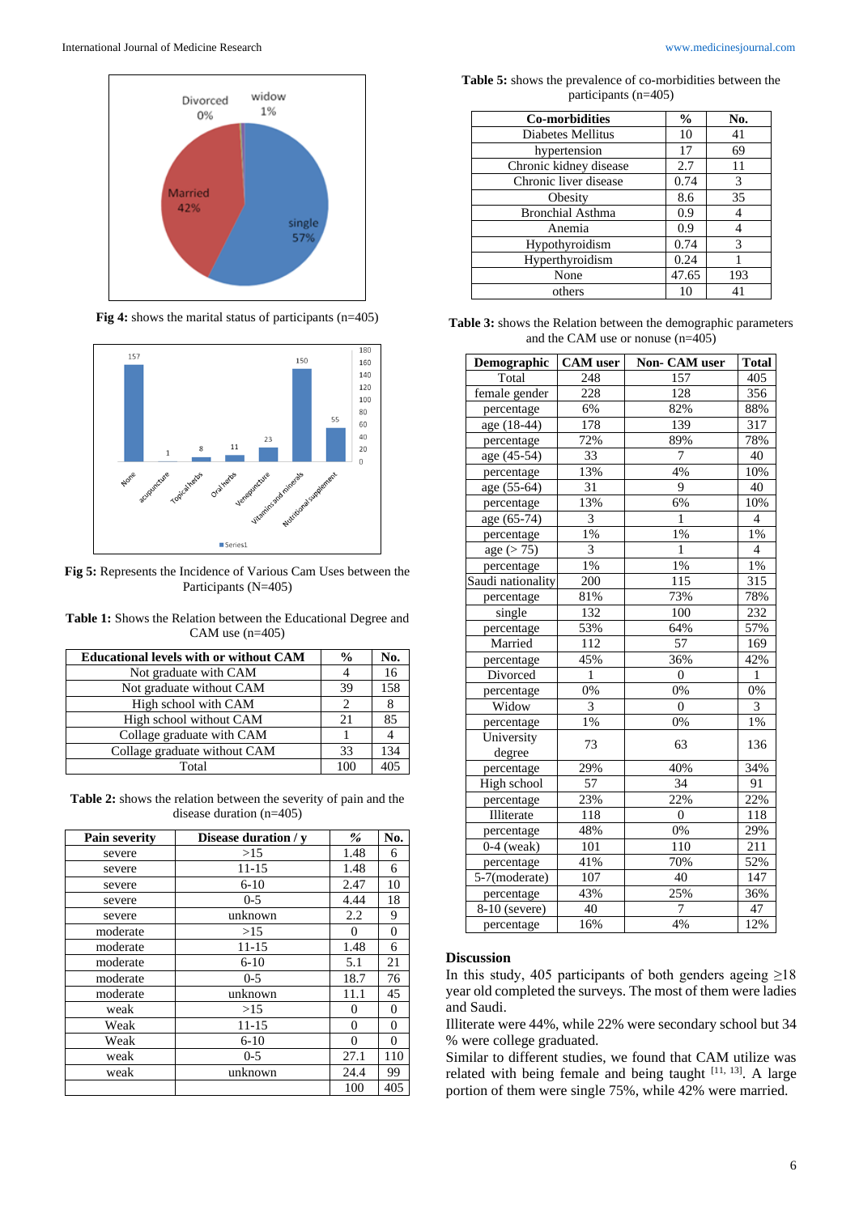Fig 4: shows the marital status of participants (n=405)

Fig 5: Represents the Incidence of Various Cam Uses between the Participants (N=405)

**Table 1:** Shows the Relation between the Educational Degree and CAM use (n=405)

| Educational levels with or without CAM | % | No. |
|---|---|---|
| Not graduate with CAM | 4 | 16 |
| Not graduate without CAM | 39 | 158 |
| High school with CAM | 2 | 8 |
| High school without CAM | 21 | 85 |
| Collage graduate with CAM | 1 | 4 |
| Collage graduate without CAM | 33 | 134 |
| Total | 100 | 405 |

**Table 2:** shows the relation between the severity of pain and the disease duration (n=405)

| Pain severity | Disease duration / y | % | No. |
|---|---|---|---|
| severe | >15 | 1.48 | 6 |
| severe | 11-15 | 1.48 | 6 |
| severe | 6-10 | 2.47 | 10 |
| severe | 0-5 | 4.44 | 18 |
| severe | unknown | 2.2 | 9 |
| moderate | >15 | 0 | 0 |
| moderate | 11-15 | 1.48 | 6 |
| moderate | 6-10 | 5.1 | 21 |
| moderate | 0-5 | 18.7 | 76 |
| moderate | unknown | 11.1 | 45 |
| weak | >15 | 0 | 0 |
| Weak | 11-15 | 0 | 0 |
| Weak | 6-10 | 0 | 0 |
| weak | 0-5 | 27.1 | 110 |
| weak | unknown | 24.4 | 99 |
| | | 100 | 405 |

**Table 5:** shows the prevalence of co-morbidities between the participants (n=405)

| Co-morbidities | % | No. |
|---|---|---|
| Diabetes Mellitus | 10 | 41 |
| hypertension | 17 | 69 |
| Chronic kidney disease | 2.7 | 11 |
| Chronic liver disease | 0.74 | 3 |
| Obesity | 8.6 | 35 |
| Bronchial Asthma | 0.9 | 4 |
| Anemia | 0.9 | 4 |
| Hypothyroidism | 0.74 | 3 |
| Hyperthyroidism | 0.24 | 1 |
| None | 47.65 | 193 |
| others | 10 | 41 |

**Table 3:** shows the Relation between the demographic parameters and the CAM use or nonuse (n=405)

| Demographic | CAM user | Non- CAM user | Total |
|---|---|---|---|
| Total | 248 | 157 | 405 |
| female gender | 228 | 128 | 356 |
| percentage | 6% | 82% | 88% |
| age (18-44) | 178 | 139 | 317 |
| percentage | 72% | 89% | 78% |
| age (45-54) | 33 | 7 | 40 |
| percentage | 13% | 4% | 10% |
| age (55-64) | 31 | 9 | 40 |
| percentage | 13% | 6% | 10% |
| age (65-74) | 3 | 1 | 4 |
| percentage | 1% | 1% | 1% |
| age (> 75) | 3 | 1 | 4 |
| percentage | 1% | 1% | 1% |
| Saudi nationality | 200 | 115 | 315 |
| percentage | 81% | 73% | 78% |
| single | 132 | 100 | 232 |
| percentage | 53% | 64% | 57% |
| Married | 112 | 57 | 169 |
| percentage | 45% | 36% | 42% |
| Divorced | 1 | 0 | 1 |
| percentage | 0% | 0% | 0% |
| Widow | 3 | 0 | 3 |
| percentage | 1% | 0% | 1% |
| University degree | 73 | 63 | 136 |
| percentage | 29% | 40% | 34% |
| High school | 57 | 34 | 91 |
| percentage | 23% | 22% | 22% |
| Illiterate | 118 | 0 | 118 |
| percentage | 48% | 0% | 29% |
| 0-4 (weak) | 101 | 110 | 211 |
| percentage | 41% | 70% | 52% |
| 5-7(moderate) | 107 | 40 | 147 |
| percentage | 43% | 25% | 36% |
| 8-10 (severe) | 40 | 7 | 47 |
| percentage | 16% | 4% | 12% |

## Discussion

In this study, 405 participants of both genders ageing ≥18 year old completed the surveys. The most of them were ladies and Saudi.

Illiterate were 44%, while 22% were secondary school but 34 % were college graduated.

Similar to different studies, we found that CAM utilize was related with being female and being taught [11, 13]. A large portion of them were single 75%, while 42% were married.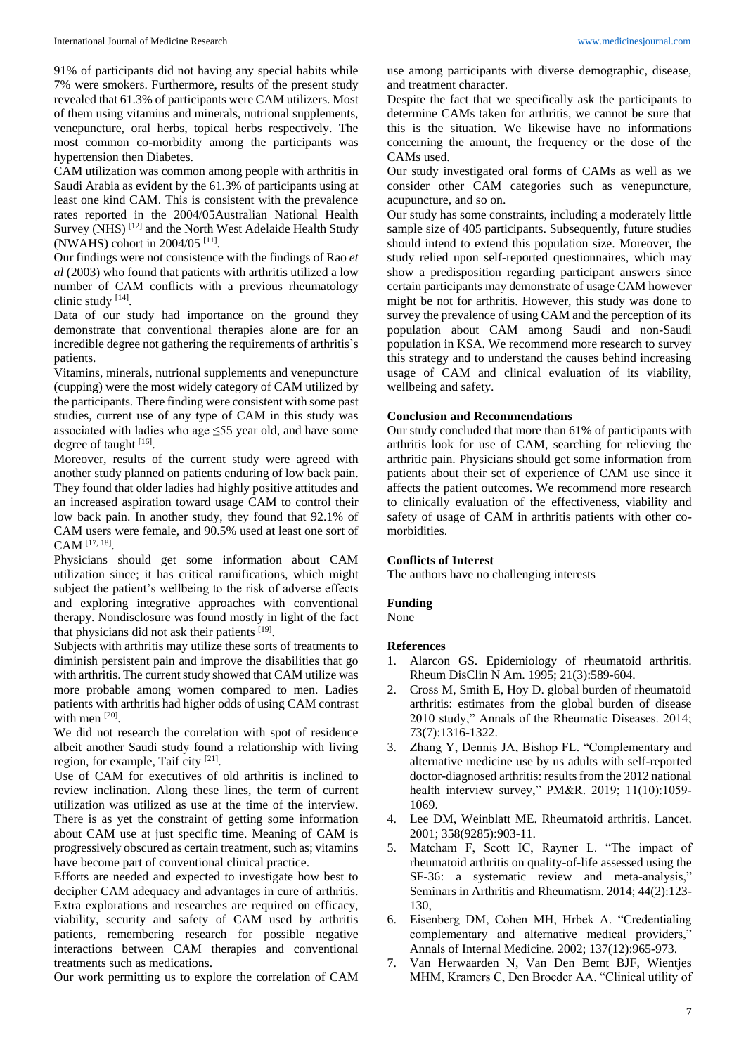91% of participants did not having any special habits while 7% were smokers. Furthermore, results of the present study revealed that 61.3% of participants were CAM utilizers. Most of them using vitamins and minerals, nutrional supplements, venepuncture, oral herbs, topical herbs respectively. The most common co-morbidity among the participants was hypertension then Diabetes.

CAM utilization was common among people with arthritis in Saudi Arabia as evident by the 61.3% of participants using at least one kind CAM. This is consistent with the prevalence rates reported in the 2004/05Australian National Health Survey (NHS) [12] and the North West Adelaide Health Study (NWAHS) cohort in 2004/05 [11].

Our findings were not consistence with the findings of Rao *et al* (2003) who found that patients with arthritis utilized a low number of CAM conflicts with a previous rheumatology clinic study [14].

Data of our study had importance on the ground they demonstrate that conventional therapies alone are for an incredible degree not gathering the requirements of arthritis`s patients.

Vitamins, minerals, nutrional supplements and venepuncture (cupping) were the most widely category of CAM utilized by the participants. There finding were consistent with some past studies, current use of any type of CAM in this study was associated with ladies who age ≤55 year old, and have some degree of taught [16].

Moreover, results of the current study were agreed with another study planned on patients enduring of low back pain. They found that older ladies had highly positive attitudes and an increased aspiration toward usage CAM to control their low back pain. In another study, they found that 92.1% of CAM users were female, and 90.5% used at least one sort of CAM [17, 18].

Physicians should get some information about CAM utilization since; it has critical ramifications, which might subject the patient's wellbeing to the risk of adverse effects and exploring integrative approaches with conventional therapy. Nondisclosure was found mostly in light of the fact that physicians did not ask their patients [19].

Subjects with arthritis may utilize these sorts of treatments to diminish persistent pain and improve the disabilities that go with arthritis. The current study showed that CAM utilize was more probable among women compared to men. Ladies patients with arthritis had higher odds of using CAM contrast with men [20].

We did not research the correlation with spot of residence albeit another Saudi study found a relationship with living region, for example, Taif city [21].

Use of CAM for executives of old arthritis is inclined to review inclination. Along these lines, the term of current utilization was utilized as use at the time of the interview. There is as yet the constraint of getting some information about CAM use at just specific time. Meaning of CAM is progressively obscured as certain treatment, such as; vitamins have become part of conventional clinical practice.

Efforts are needed and expected to investigate how best to decipher CAM adequacy and advantages in cure of arthritis. Extra explorations and researches are required on efficacy, viability, security and safety of CAM used by arthritis patients, remembering research for possible negative interactions between CAM therapies and conventional treatments such as medications.

Our work permitting us to explore the correlation of CAM use among participants with diverse demographic, disease, and treatment character.

Despite the fact that we specifically ask the participants to determine CAMs taken for arthritis, we cannot be sure that this is the situation. We likewise have no informations concerning the amount, the frequency or the dose of the CAMs used.

Our study investigated oral forms of CAMs as well as we consider other CAM categories such as venepuncture, acupuncture, and so on.

Our study has some constraints, including a moderately little sample size of 405 participants. Subsequently, future studies should intend to extend this population size. Moreover, the study relied upon self-reported questionnaires, which may show a predisposition regarding participant answers since certain participants may demonstrate of usage CAM however might be not for arthritis. However, this study was done to survey the prevalence of using CAM and the perception of its population about CAM among Saudi and non-Saudi population in KSA. We recommend more research to survey this strategy and to understand the causes behind increasing usage of CAM and clinical evaluation of its viability, wellbeing and safety.

## Conclusion and Recommendations

Our study concluded that more than 61% of participants with arthritis look for use of CAM, searching for relieving the arthritic pain. Physicians should get some information from patients about their set of experience of CAM use since it affects the patient outcomes. We recommend more research to clinically evaluation of the effectiveness, viability and safety of usage of CAM in arthritis patients with other co-morbidities.

## Conflicts of Interest

The authors have no challenging interests

## Funding

None

## References

1. Alarcon GS. Epidemiology of rheumatoid arthritis. Rheum DisClin N Am. 1995; 21(3):589-604.
2. Cross M, Smith E, Hoy D. global burden of rheumatoid arthritis: estimates from the global burden of disease 2010 study," Annals of the Rheumatic Diseases. 2014; 73(7):1316-1322.
3. Zhang Y, Dennis JA, Bishop FL. "Complementary and alternative medicine use by us adults with self-reported doctor-diagnosed arthritis: results from the 2012 national health interview survey," PM&R. 2019; 11(10):1059-1069.
4. Lee DM, Weinblatt ME. Rheumatoid arthritis. Lancet. 2001; 358(9285):903-11.
5. Matcham F, Scott IC, Rayner L. "The impact of rheumatoid arthritis on quality-of-life assessed using the SF-36: a systematic review and meta-analysis," Seminars in Arthritis and Rheumatism. 2014; 44(2):123-130,
6. Eisenberg DM, Cohen MH, Hrbek A. "Credentialing complementary and alternative medical providers," Annals of Internal Medicine. 2002; 137(12):965-973.
7. Van Herwaarden N, Van Den Bemt BJF, Wientjes MHM, Kramers C, Den Broeder AA. "Clinical utility of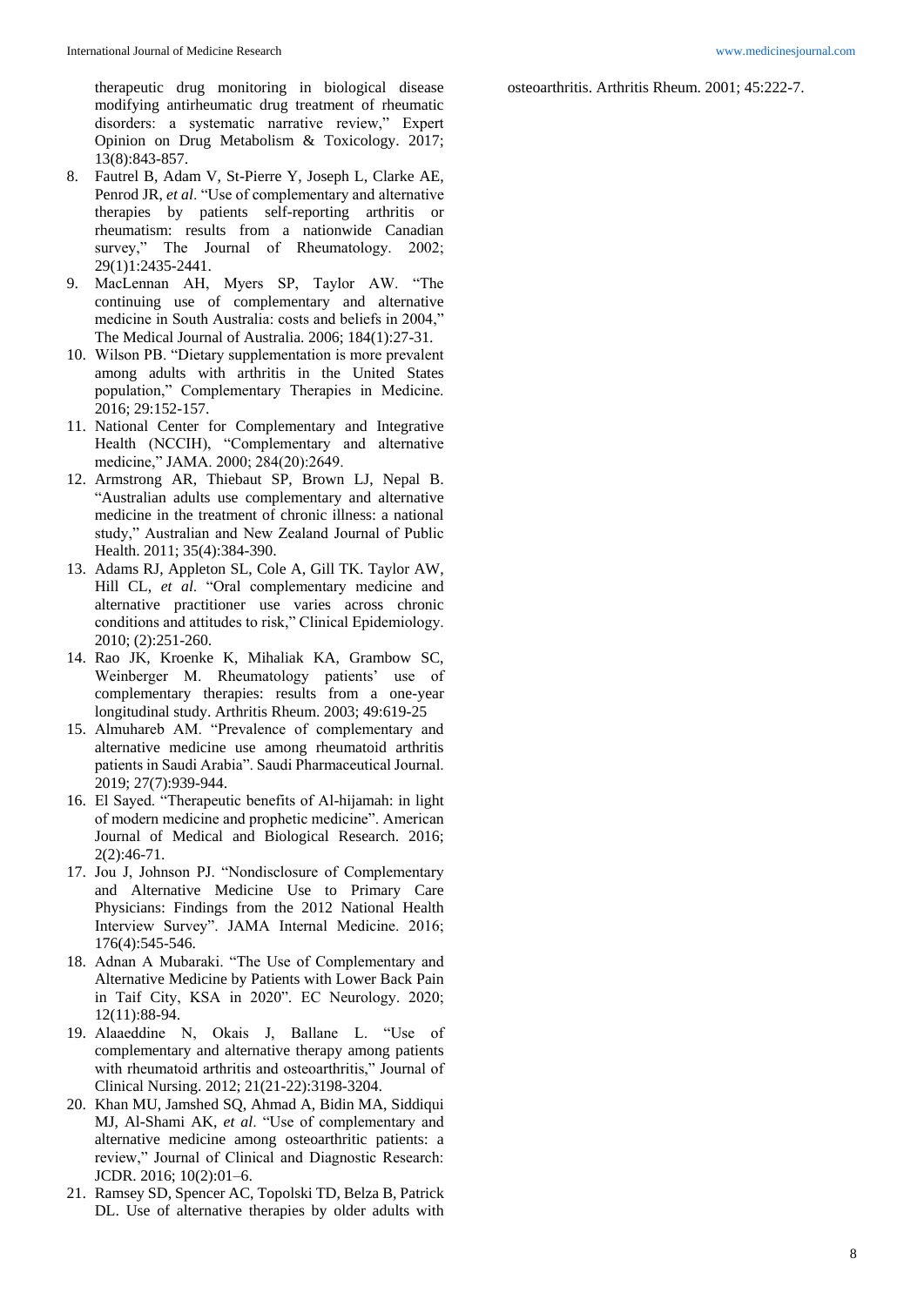therapeutic drug monitoring in biological disease modifying antirheumatic drug treatment of rheumatic disorders: a systematic narrative review," Expert Opinion on Drug Metabolism & Toxicology. 2017; 13(8):843-857.

8. Fautrel B, Adam V, St-Pierre Y, Joseph L, Clarke AE, Penrod JR, *et al*. "Use of complementary and alternative therapies by patients self-reporting arthritis or rheumatism: results from a nationwide Canadian survey," The Journal of Rheumatology. 2002; 29(1)1:2435-2441.
9. MacLennan AH, Myers SP, Taylor AW. "The continuing use of complementary and alternative medicine in South Australia: costs and beliefs in 2004," The Medical Journal of Australia. 2006; 184(1):27-31.
10. Wilson PB. "Dietary supplementation is more prevalent among adults with arthritis in the United States population," Complementary Therapies in Medicine. 2016; 29:152-157.
11. National Center for Complementary and Integrative Health (NCCIH), "Complementary and alternative medicine," JAMA. 2000; 284(20):2649.
12. Armstrong AR, Thiebaut SP, Brown LJ, Nepal B. "Australian adults use complementary and alternative medicine in the treatment of chronic illness: a national study," Australian and New Zealand Journal of Public Health. 2011; 35(4):384-390.
13. Adams RJ, Appleton SL, Cole A, Gill TK. Taylor AW, Hill CL, *et al*. "Oral complementary medicine and alternative practitioner use varies across chronic conditions and attitudes to risk," Clinical Epidemiology. 2010; (2):251-260.
14. Rao JK, Kroenke K, Mihaliak KA, Grambow SC, Weinberger M. Rheumatology patients' use of complementary therapies: results from a one-year longitudinal study. Arthritis Rheum. 2003; 49:619-25
15. Almuhareb AM. "Prevalence of complementary and alternative medicine use among rheumatoid arthritis patients in Saudi Arabia". Saudi Pharmaceutical Journal. 2019; 27(7):939-944.
16. El Sayed. "Therapeutic benefits of Al-hijamah: in light of modern medicine and prophetic medicine". American Journal of Medical and Biological Research. 2016; 2(2):46-71.
17. Jou J, Johnson PJ. "Nondisclosure of Complementary and Alternative Medicine Use to Primary Care Physicians: Findings from the 2012 National Health Interview Survey". JAMA Internal Medicine. 2016; 176(4):545-546.
18. Adnan A Mubaraki. "The Use of Complementary and Alternative Medicine by Patients with Lower Back Pain in Taif City, KSA in 2020". EC Neurology. 2020; 12(11):88-94.
19. Alaaeddine N, Okais J, Ballane L. "Use of complementary and alternative therapy among patients with rheumatoid arthritis and osteoarthritis," Journal of Clinical Nursing. 2012; 21(21-22):3198-3204.
20. Khan MU, Jamshed SQ, Ahmad A, Bidin MA, Siddiqui MJ, Al-Shami AK, *et al*. "Use of complementary and alternative medicine among osteoarthritic patients: a review," Journal of Clinical and Diagnostic Research: JCDR. 2016; 10(2):01–6.
21. Ramsey SD, Spencer AC, Topolski TD, Belza B, Patrick DL. Use of alternative therapies by older adults with osteoarthritis. Arthritis Rheum. 2001; 45:222-7.